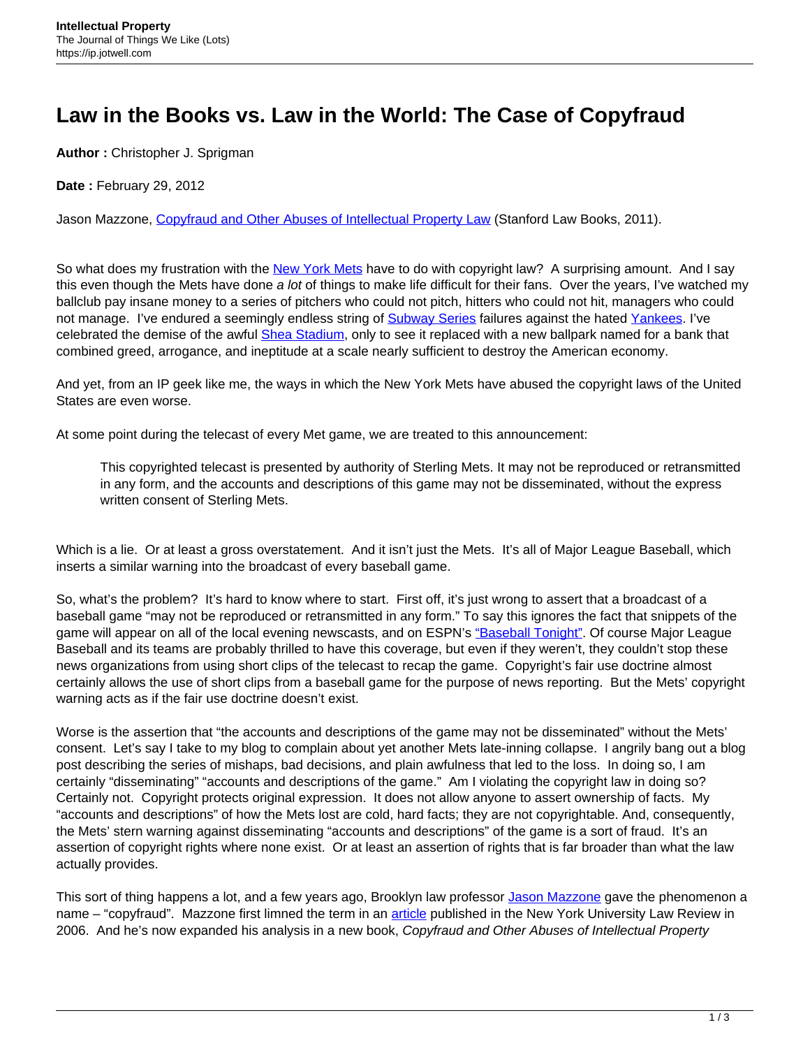# Law in the Books vs. Law in the World: The Case of Copyfraud

**Author :** Christopher J. Sprigman

**Date :** February 29, 2012

Jason Mazzone, Copyfraud and Other Abuses of Intellectual Property Law (Stanford Law Books, 2011).

So what does my frustration with the New York Mets have to do with copyright law? A surprising amount. And I say this even though the Mets have done *a lot* of things to make life difficult for their fans. Over the years, I've watched my ballclub pay insane money to a series of pitchers who could not pitch, hitters who could not hit, managers who could not manage. I've endured a seemingly endless string of Subway Series failures against the hated Yankees. I've celebrated the demise of the awful Shea Stadium, only to see it replaced with a new ballpark named for a bank that combined greed, arrogance, and ineptitude at a scale nearly sufficient to destroy the American economy.

And yet, from an IP geek like me, the ways in which the New York Mets have abused the copyright laws of the United States are even worse.

At some point during the telecast of every Met game, we are treated to this announcement:

> This copyrighted telecast is presented by authority of Sterling Mets. It may not be reproduced or retransmitted in any form, and the accounts and descriptions of this game may not be disseminated, without the express written consent of Sterling Mets.

Which is a lie. Or at least a gross overstatement. And it isn't just the Mets. It's all of Major League Baseball, which inserts a similar warning into the broadcast of every baseball game.

So, what's the problem? It's hard to know where to start. First off, it's just wrong to assert that a broadcast of a baseball game "may not be reproduced or retransmitted in any form." To say this ignores the fact that snippets of the game will appear on all of the local evening newscasts, and on ESPN's "Baseball Tonight". Of course Major League Baseball and its teams are probably thrilled to have this coverage, but even if they weren't, they couldn't stop these news organizations from using short clips of the telecast to recap the game. Copyright's fair use doctrine almost certainly allows the use of short clips from a baseball game for the purpose of news reporting. But the Mets' copyright warning acts as if the fair use doctrine doesn't exist.

Worse is the assertion that "the accounts and descriptions of the game may not be disseminated" without the Mets' consent. Let's say I take to my blog to complain about yet another Mets late-inning collapse. I angrily bang out a blog post describing the series of mishaps, bad decisions, and plain awfulness that led to the loss. In doing so, I am certainly "disseminating" "accounts and descriptions of the game." Am I violating the copyright law in doing so? Certainly not. Copyright protects original expression. It does not allow anyone to assert ownership of facts. My "accounts and descriptions" of how the Mets lost are cold, hard facts; they are not copyrightable. And, consequently, the Mets' stern warning against disseminating "accounts and descriptions" of the game is a sort of fraud. It's an assertion of copyright rights where none exist. Or at least an assertion of rights that is far broader than what the law actually provides.

This sort of thing happens a lot, and a few years ago, Brooklyn law professor Jason Mazzone gave the phenomenon a name – "copyfraud". Mazzone first limned the term in an article published in the New York University Law Review in 2006. And he's now expanded his analysis in a new book, *Copyfraud and Other Abuses of Intellectual Property*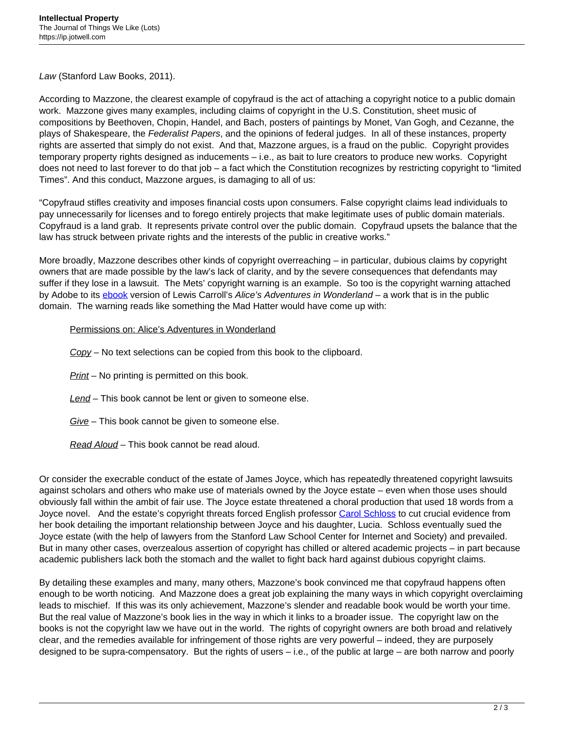*Law* (Stanford Law Books, 2011).

According to Mazzone, the clearest example of copyfraud is the act of attaching a copyright notice to a public domain work. Mazzone gives many examples, including claims of copyright in the U.S. Constitution, sheet music of compositions by Beethoven, Chopin, Handel, and Bach, posters of paintings by Monet, Van Gogh, and Cezanne, the plays of Shakespeare, the *Federalist Papers*, and the opinions of federal judges. In all of these instances, property rights are asserted that simply do not exist. And that, Mazzone argues, is a fraud on the public. Copyright provides temporary property rights designed as inducements – i.e., as bait to lure creators to produce new works. Copyright does not need to last forever to do that job – a fact which the Constitution recognizes by restricting copyright to "limited Times". And this conduct, Mazzone argues, is damaging to all of us:

"Copyfraud stifles creativity and imposes financial costs upon consumers. False copyright claims lead individuals to pay unnecessarily for licenses and to forego entirely projects that make legitimate uses of public domain materials. Copyfraud is a land grab. It represents private control over the public domain. Copyfraud upsets the balance that the law has struck between private rights and the interests of the public in creative works."

More broadly, Mazzone describes other kinds of copyright overreaching – in particular, dubious claims by copyright owners that are made possible by the law's lack of clarity, and by the severe consequences that defendants may suffer if they lose in a lawsuit. The Mets' copyright warning is an example. So too is the copyright warning attached by Adobe to its ebook version of Lewis Carroll's *Alice's Adventures in Wonderland* – a work that is in the public domain. The warning reads like something the Mad Hatter would have come up with:

> Permissions on: Alice's Adventures in Wonderland
>
> *Copy* – No text selections can be copied from this book to the clipboard.
>
> *Print* – No printing is permitted on this book.
>
> *Lend* – This book cannot be lent or given to someone else.
>
> *Give* – This book cannot be given to someone else.
>
> *Read Aloud* – This book cannot be read aloud.

Or consider the execrable conduct of the estate of James Joyce, which has repeatedly threatened copyright lawsuits against scholars and others who make use of materials owned by the Joyce estate – even when those uses should obviously fall within the ambit of fair use. The Joyce estate threatened a choral production that used 18 words from a Joyce novel. And the estate's copyright threats forced English professor Carol Schloss to cut crucial evidence from her book detailing the important relationship between Joyce and his daughter, Lucia. Schloss eventually sued the Joyce estate (with the help of lawyers from the Stanford Law School Center for Internet and Society) and prevailed. But in many other cases, overzealous assertion of copyright has chilled or altered academic projects – in part because academic publishers lack both the stomach and the wallet to fight back hard against dubious copyright claims.

By detailing these examples and many, many others, Mazzone's book convinced me that copyfraud happens often enough to be worth noticing. And Mazzone does a great job explaining the many ways in which copyright overclaiming leads to mischief. If this was its only achievement, Mazzone's slender and readable book would be worth your time. But the real value of Mazzone's book lies in the way in which it links to a broader issue. The copyright law on the books is not the copyright law we have out in the world. The rights of copyright owners are both broad and relatively clear, and the remedies available for infringement of those rights are very powerful – indeed, they are purposely designed to be supra-compensatory. But the rights of users – i.e., of the public at large – are both narrow and poorly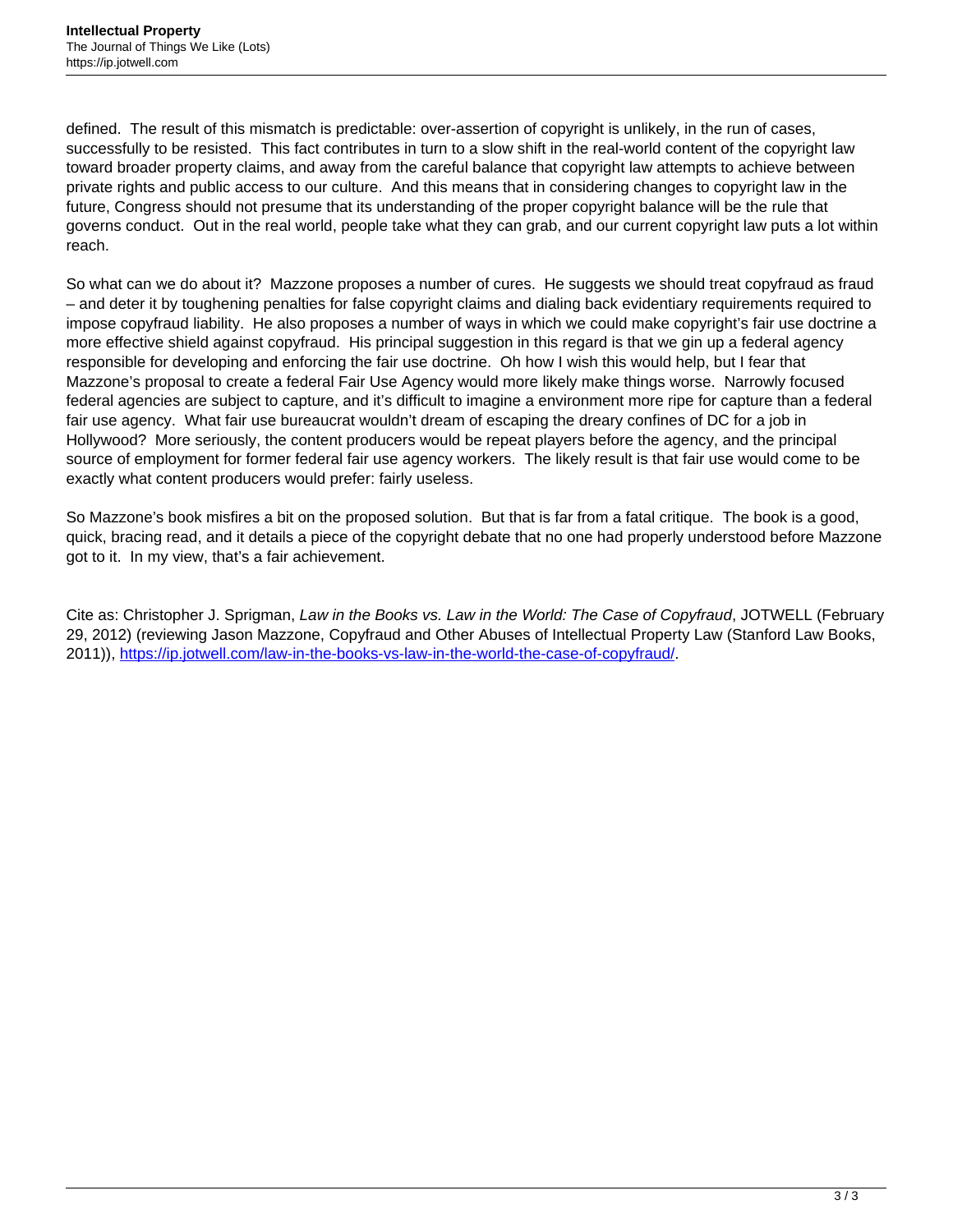defined. The result of this mismatch is predictable: over-assertion of copyright is unlikely, in the run of cases, successfully to be resisted. This fact contributes in turn to a slow shift in the real-world content of the copyright law toward broader property claims, and away from the careful balance that copyright law attempts to achieve between private rights and public access to our culture. And this means that in considering changes to copyright law in the future, Congress should not presume that its understanding of the proper copyright balance will be the rule that governs conduct. Out in the real world, people take what they can grab, and our current copyright law puts a lot within reach.

So what can we do about it? Mazzone proposes a number of cures. He suggests we should treat copyfraud as fraud – and deter it by toughening penalties for false copyright claims and dialing back evidentiary requirements required to impose copyfraud liability. He also proposes a number of ways in which we could make copyright's fair use doctrine a more effective shield against copyfraud. His principal suggestion in this regard is that we gin up a federal agency responsible for developing and enforcing the fair use doctrine. Oh how I wish this would help, but I fear that Mazzone's proposal to create a federal Fair Use Agency would more likely make things worse. Narrowly focused federal agencies are subject to capture, and it's difficult to imagine a environment more ripe for capture than a federal fair use agency. What fair use bureaucrat wouldn't dream of escaping the dreary confines of DC for a job in Hollywood? More seriously, the content producers would be repeat players before the agency, and the principal source of employment for former federal fair use agency workers. The likely result is that fair use would come to be exactly what content producers would prefer: fairly useless.

So Mazzone's book misfires a bit on the proposed solution. But that is far from a fatal critique. The book is a good, quick, bracing read, and it details a piece of the copyright debate that no one had properly understood before Mazzone got to it. In my view, that's a fair achievement.

Cite as: Christopher J. Sprigman, *Law in the Books vs. Law in the World: The Case of Copyfraud*, JOTWELL (February 29, 2012) (reviewing Jason Mazzone, Copyfraud and Other Abuses of Intellectual Property Law (Stanford Law Books, 2011)), https://ip.jotwell.com/law-in-the-books-vs-law-in-the-world-the-case-of-copyfraud/.